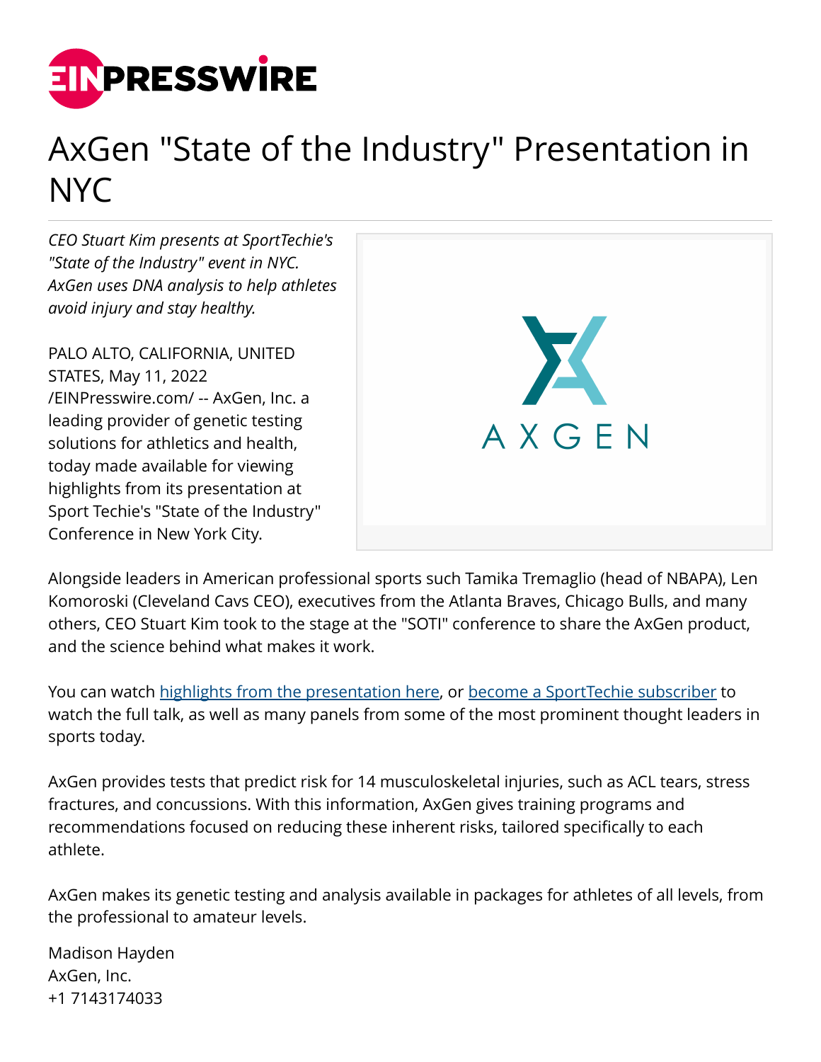# AxGen "State of the Industry" Presentation in NYC

*CEO Stuart Kim presents at SportTechie's "State of the Industry" event in NYC. AxGen uses DNA analysis to help athletes avoid injury and stay healthy.*

PALO ALTO, CALIFORNIA, UNITED STATES, May 11, 2022 /EINPresswire.com/ -- AxGen, Inc. a leading provider of genetic testing solutions for athletics and health, today made available for viewing highlights from its presentation at Sport Techie's "State of the Industry" Conference in New York City.

Alongside leaders in American professional sports such Tamika Tremaglio (head of NBAPA), Len Komoroski (Cleveland Cavs CEO), executives from the Atlanta Braves, Chicago Bulls, and many others, CEO Stuart Kim took to the stage at the "SOTI" conference to share the AxGen product, and the science behind what makes it work.

You can watch highlights from the presentation here, or become a SportTechie subscriber to watch the full talk, as well as many panels from some of the most prominent thought leaders in sports today.

AxGen provides tests that predict risk for 14 musculoskeletal injuries, such as ACL tears, stress fractures, and concussions. With this information, AxGen gives training programs and recommendations focused on reducing these inherent risks, tailored specifically to each athlete.

AxGen makes its genetic testing and analysis available in packages for athletes of all levels, from the professional to amateur levels.

Madison Hayden
AxGen, Inc.
+1 7143174033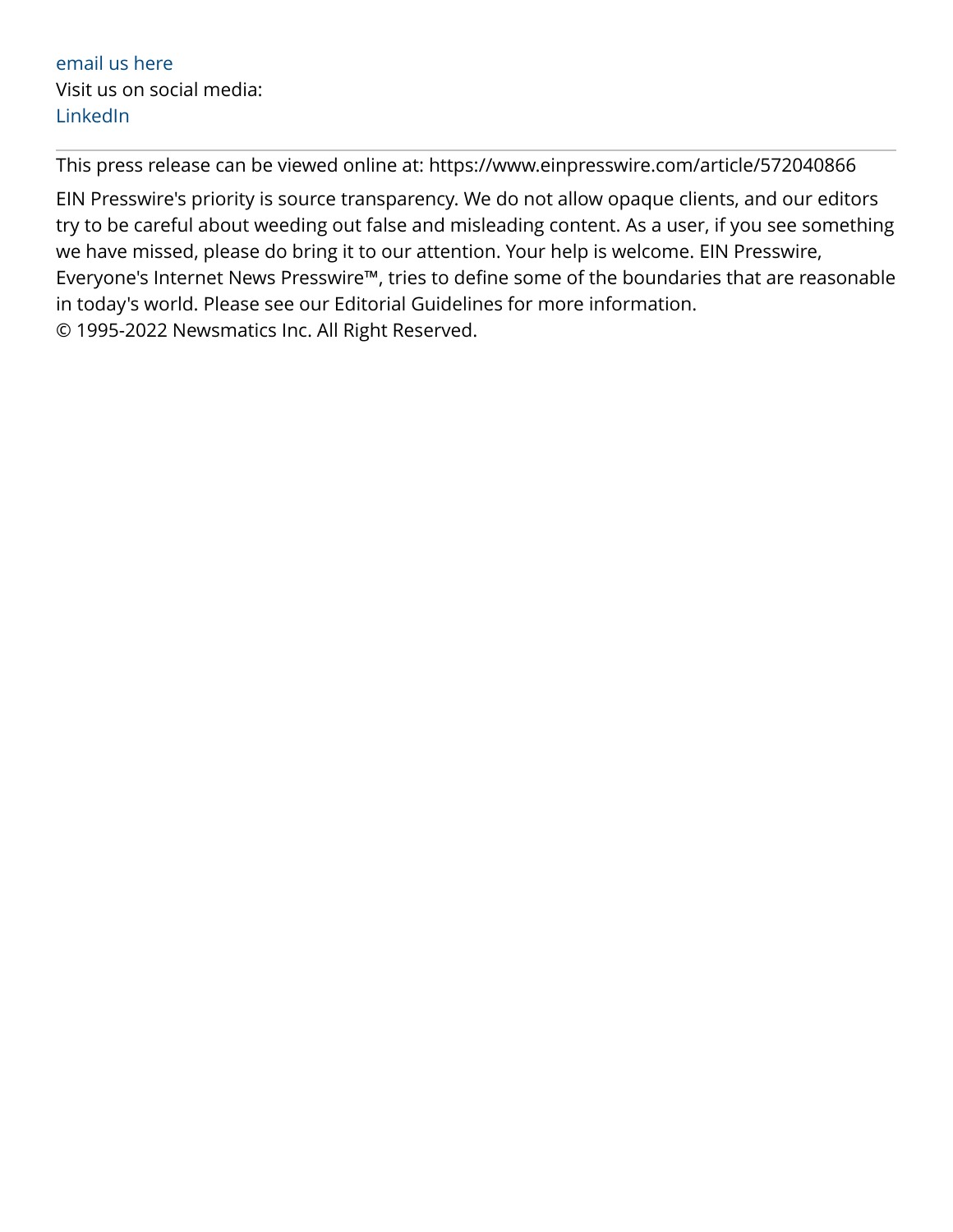email us here
Visit us on social media:
LinkedIn

---

This press release can be viewed online at: https://www.einpresswire.com/article/572040866

EIN Presswire's priority is source transparency. We do not allow opaque clients, and our editors try to be careful about weeding out false and misleading content. As a user, if you see something we have missed, please do bring it to our attention. Your help is welcome. EIN Presswire, Everyone's Internet News Presswire™, tries to define some of the boundaries that are reasonable in today's world. Please see our Editorial Guidelines for more information.
© 1995-2022 Newsmatics Inc. All Right Reserved.